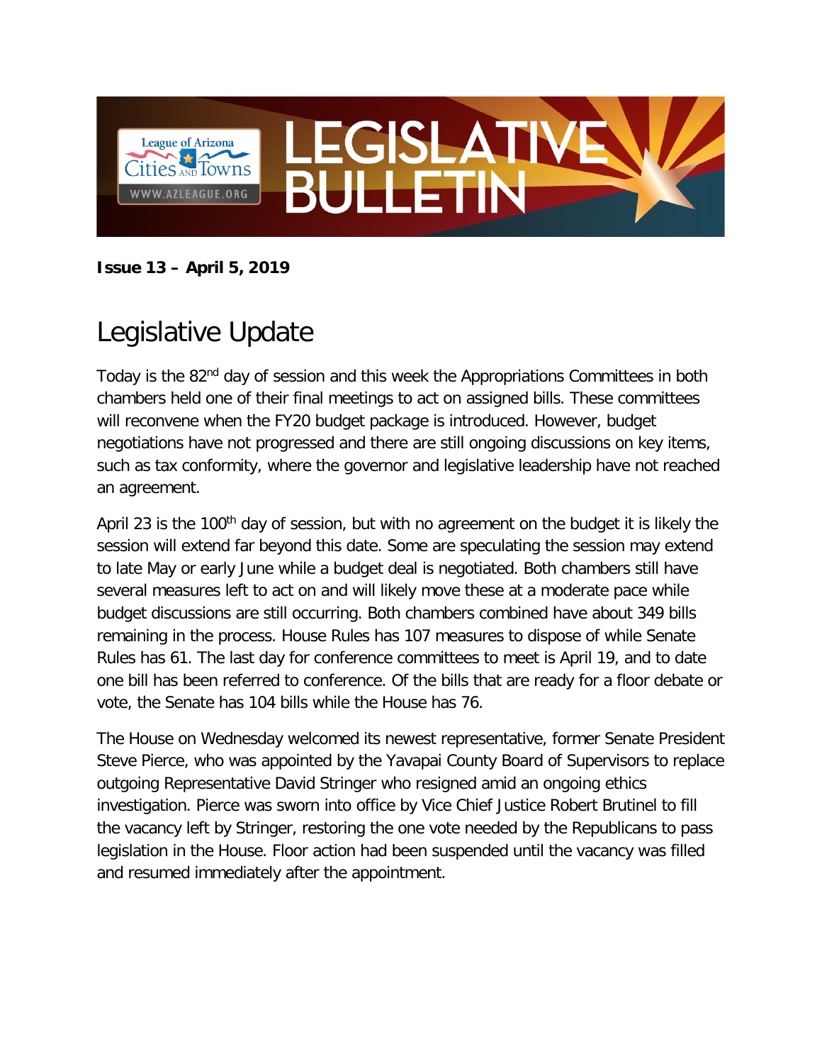# LEGISLATIVE BULLETIN

League of Arizona Cities and Towns
WWW.AZLEAGUE.ORG

**Issue 13 – April 5, 2019**

## Legislative Update

Today is the 82nd day of session and this week the Appropriations Committees in both chambers held one of their final meetings to act on assigned bills. These committees will reconvene when the FY20 budget package is introduced. However, budget negotiations have not progressed and there are still ongoing discussions on key items, such as tax conformity, where the governor and legislative leadership have not reached an agreement.

April 23 is the 100th day of session, but with no agreement on the budget it is likely the session will extend far beyond this date. Some are speculating the session may extend to late May or early June while a budget deal is negotiated. Both chambers still have several measures left to act on and will likely move these at a moderate pace while budget discussions are still occurring. Both chambers combined have about 349 bills remaining in the process. House Rules has 107 measures to dispose of while Senate Rules has 61. The last day for conference committees to meet is April 19, and to date one bill has been referred to conference. Of the bills that are ready for a floor debate or vote, the Senate has 104 bills while the House has 76.

The House on Wednesday welcomed its newest representative, former Senate President Steve Pierce, who was appointed by the Yavapai County Board of Supervisors to replace outgoing Representative David Stringer who resigned amid an ongoing ethics investigation. Pierce was sworn into office by Vice Chief Justice Robert Brutinel to fill the vacancy left by Stringer, restoring the one vote needed by the Republicans to pass legislation in the House. Floor action had been suspended until the vacancy was filled and resumed immediately after the appointment.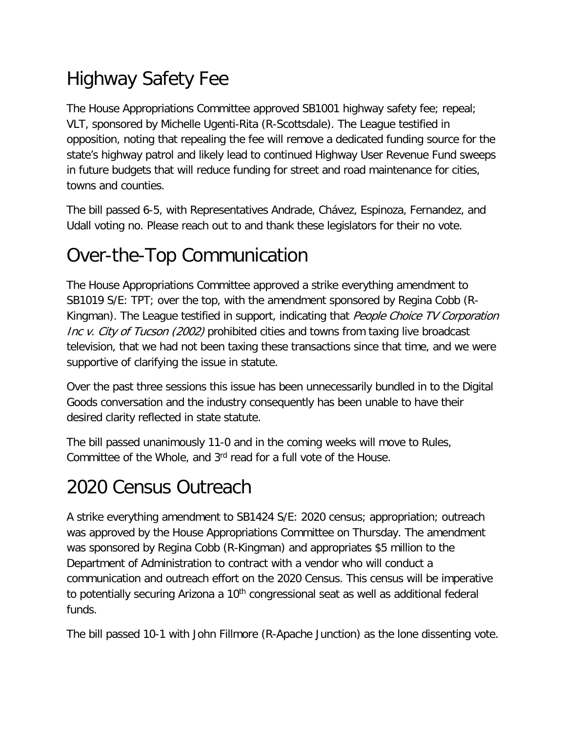## Highway Safety Fee

The House Appropriations Committee approved SB1001 highway safety fee; repeal; VLT, sponsored by Michelle Ugenti-Rita (R-Scottsdale). The League testified in opposition, noting that repealing the fee will remove a dedicated funding source for the state's highway patrol and likely lead to continued Highway User Revenue Fund sweeps in future budgets that will reduce funding for street and road maintenance for cities, towns and counties.

The bill passed 6-5, with Representatives Andrade, Chávez, Espinoza, Fernandez, and Udall voting no. Please reach out to and thank these legislators for their no vote.

## Over-the-Top Communication

The House Appropriations Committee approved a strike everything amendment to SB1019 S/E: TPT; over the top, with the amendment sponsored by Regina Cobb (R-Kingman). The League testified in support, indicating that *People Choice TV Corporation Inc v. City of Tucson (2002)* prohibited cities and towns from taxing live broadcast television, that we had not been taxing these transactions since that time, and we were supportive of clarifying the issue in statute.

Over the past three sessions this issue has been unnecessarily bundled in to the Digital Goods conversation and the industry consequently has been unable to have their desired clarity reflected in state statute.

The bill passed unanimously 11-0 and in the coming weeks will move to Rules, Committee of the Whole, and 3rd read for a full vote of the House.

## 2020 Census Outreach

A strike everything amendment to SB1424 S/E: 2020 census; appropriation; outreach was approved by the House Appropriations Committee on Thursday. The amendment was sponsored by Regina Cobb (R-Kingman) and appropriates $5 million to the Department of Administration to contract with a vendor who will conduct a communication and outreach effort on the 2020 Census. This census will be imperative to potentially securing Arizona a 10th congressional seat as well as additional federal funds.

The bill passed 10-1 with John Fillmore (R-Apache Junction) as the lone dissenting vote.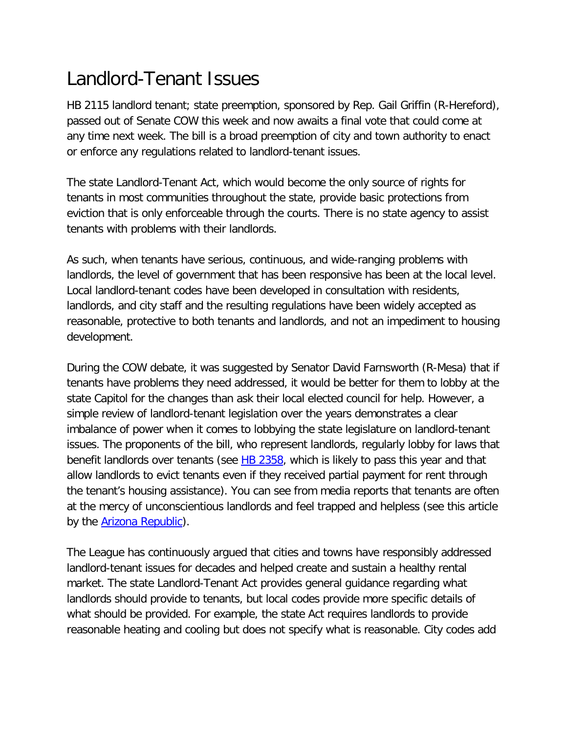# Landlord-Tenant Issues

HB 2115 landlord tenant; state preemption, sponsored by Rep. Gail Griffin (R-Hereford), passed out of Senate COW this week and now awaits a final vote that could come at any time next week. The bill is a broad preemption of city and town authority to enact or enforce any regulations related to landlord-tenant issues.

The state Landlord-Tenant Act, which would become the only source of rights for tenants in most communities throughout the state, provide basic protections from eviction that is only enforceable through the courts. There is no state agency to assist tenants with problems with their landlords.

As such, when tenants have serious, continuous, and wide-ranging problems with landlords, the level of government that has been responsive has been at the local level. Local landlord-tenant codes have been developed in consultation with residents, landlords, and city staff and the resulting regulations have been widely accepted as reasonable, protective to both tenants and landlords, and not an impediment to housing development.

During the COW debate, it was suggested by Senator David Farnsworth (R-Mesa) that if tenants have problems they need addressed, it would be better for them to lobby at the state Capitol for the changes than ask their local elected council for help. However, a simple review of landlord-tenant legislation over the years demonstrates a clear imbalance of power when it comes to lobbying the state legislature on landlord-tenant issues. The proponents of the bill, who represent landlords, regularly lobby for laws that benefit landlords over tenants (see HB 2358, which is likely to pass this year and that allow landlords to evict tenants even if they received partial payment for rent through the tenant's housing assistance). You can see from media reports that tenants are often at the mercy of unconscientious landlords and feel trapped and helpless (see this article by the Arizona Republic).

The League has continuously argued that cities and towns have responsibly addressed landlord-tenant issues for decades and helped create and sustain a healthy rental market. The state Landlord-Tenant Act provides general guidance regarding what landlords should provide to tenants, but local codes provide more specific details of what should be provided. For example, the state Act requires landlords to provide reasonable heating and cooling but does not specify what is reasonable. City codes add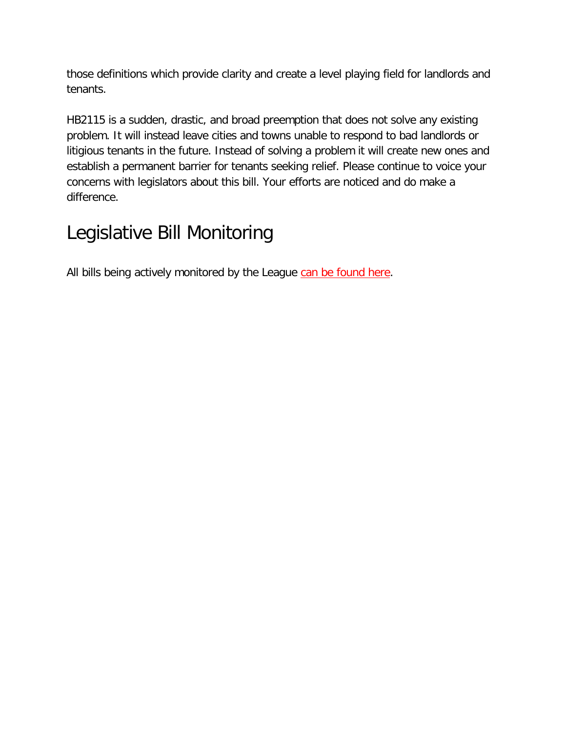those definitions which provide clarity and create a level playing field for landlords and tenants.

HB2115 is a sudden, drastic, and broad preemption that does not solve any existing problem. It will instead leave cities and towns unable to respond to bad landlords or litigious tenants in the future. Instead of solving a problem it will create new ones and establish a permanent barrier for tenants seeking relief. Please continue to voice your concerns with legislators about this bill. Your efforts are noticed and do make a difference.

# Legislative Bill Monitoring

All bills being actively monitored by the League can be found here.